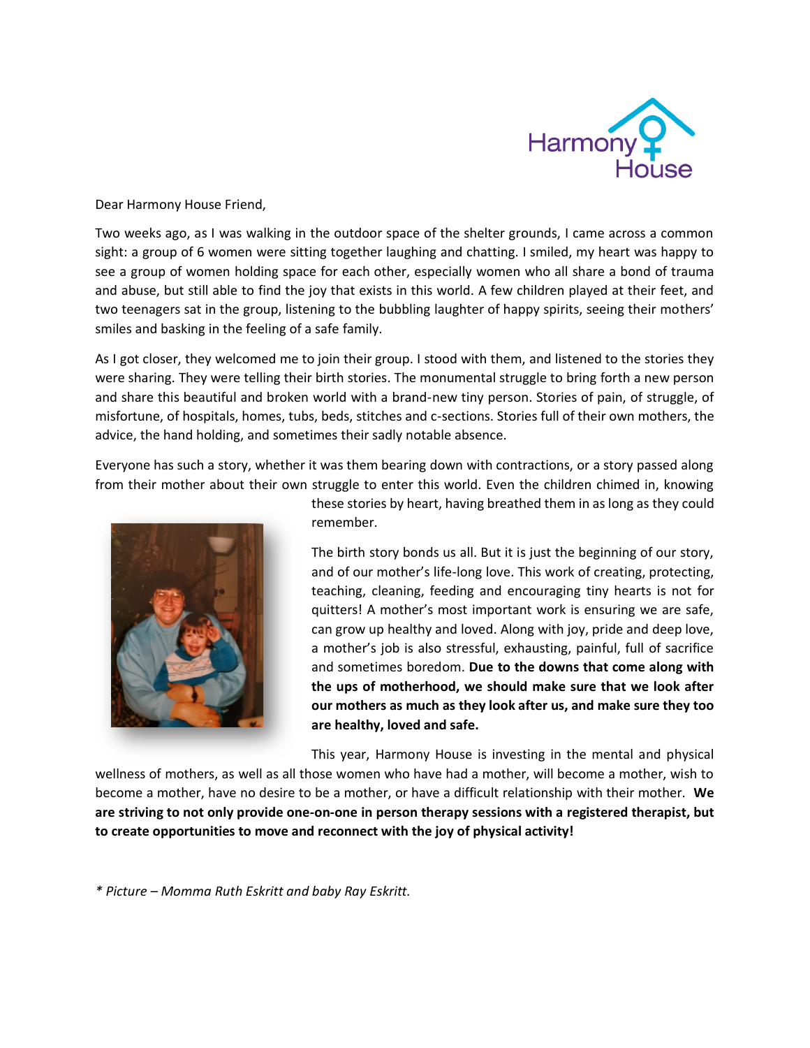Harmony House

Dear Harmony House Friend,

Two weeks ago, as I was walking in the outdoor space of the shelter grounds, I came across a common sight: a group of 6 women were sitting together laughing and chatting. I smiled, my heart was happy to see a group of women holding space for each other, especially women who all share a bond of trauma and abuse, but still able to find the joy that exists in this world. A few children played at their feet, and two teenagers sat in the group, listening to the bubbling laughter of happy spirits, seeing their mothers' smiles and basking in the feeling of a safe family.

As I got closer, they welcomed me to join their group. I stood with them, and listened to the stories they were sharing. They were telling their birth stories. The monumental struggle to bring forth a new person and share this beautiful and broken world with a brand-new tiny person. Stories of pain, of struggle, of misfortune, of hospitals, homes, tubs, beds, stitches and c-sections. Stories full of their own mothers, the advice, the hand holding, and sometimes their sadly notable absence.

Everyone has such a story, whether it was them bearing down with contractions, or a story passed along from their mother about their own struggle to enter this world. Even the children chimed in, knowing these stories by heart, having breathed them in as long as they could remember.

The birth story bonds us all. But it is just the beginning of our story, and of our mother's life-long love. This work of creating, protecting, teaching, cleaning, feeding and encouraging tiny hearts is not for quitters! A mother's most important work is ensuring we are safe, can grow up healthy and loved. Along with joy, pride and deep love, a mother's job is also stressful, exhausting, painful, full of sacrifice and sometimes boredom. **Due to the downs that come along with the ups of motherhood, we should make sure that we look after our mothers as much as they look after us, and make sure they too are healthy, loved and safe.**

This year, Harmony House is investing in the mental and physical wellness of mothers, as well as all those women who have had a mother, will become a mother, wish to become a mother, have no desire to be a mother, or have a difficult relationship with their mother. **We are striving to not only provide one-on-one in person therapy sessions with a registered therapist, but to create opportunities to move and reconnect with the joy of physical activity!**

*\* Picture – Momma Ruth Eskritt and baby Ray Eskritt.*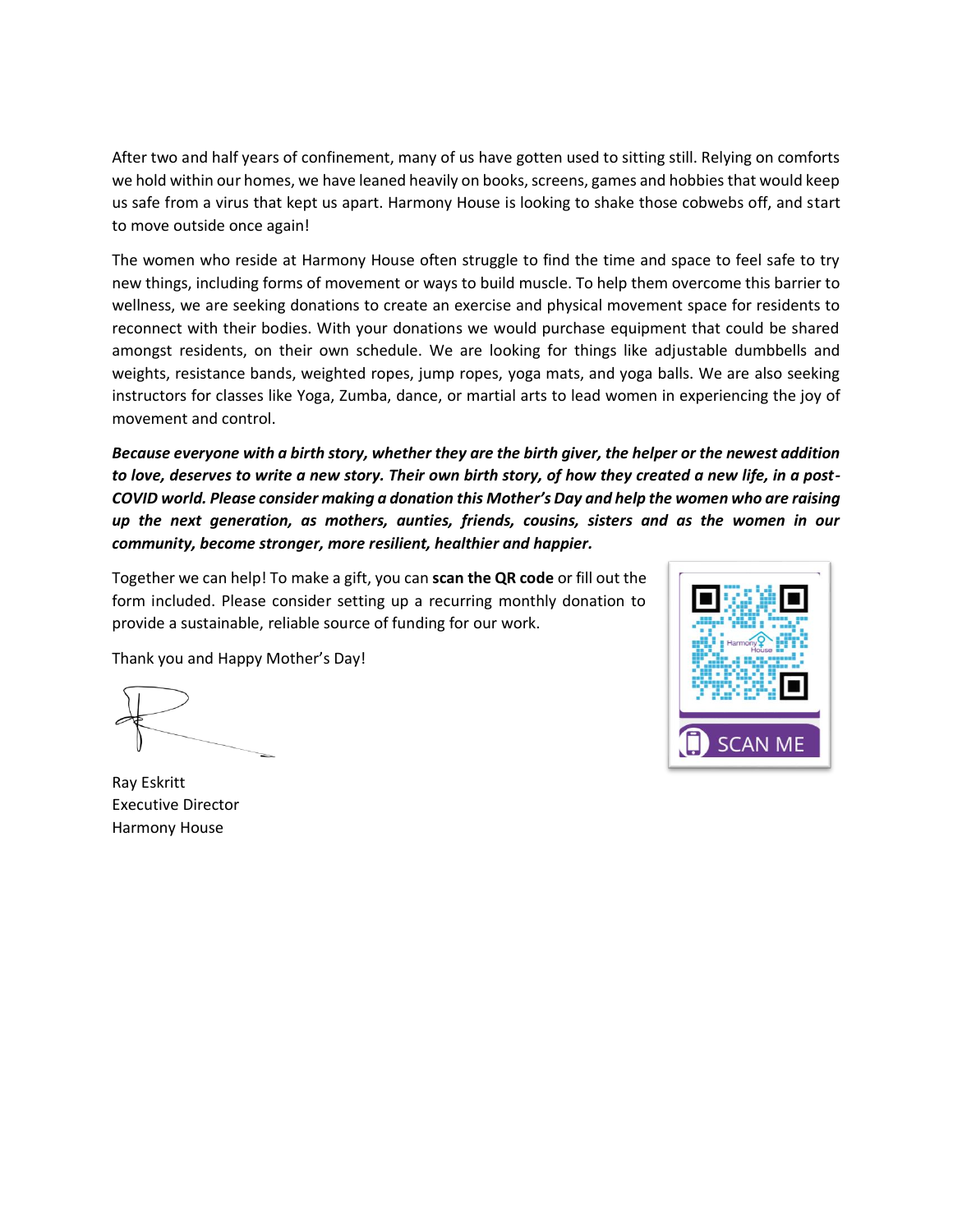After two and half years of confinement, many of us have gotten used to sitting still. Relying on comforts we hold within our homes, we have leaned heavily on books, screens, games and hobbies that would keep us safe from a virus that kept us apart. Harmony House is looking to shake those cobwebs off, and start to move outside once again!

The women who reside at Harmony House often struggle to find the time and space to feel safe to try new things, including forms of movement or ways to build muscle. To help them overcome this barrier to wellness, we are seeking donations to create an exercise and physical movement space for residents to reconnect with their bodies. With your donations we would purchase equipment that could be shared amongst residents, on their own schedule. We are looking for things like adjustable dumbbells and weights, resistance bands, weighted ropes, jump ropes, yoga mats, and yoga balls. We are also seeking instructors for classes like Yoga, Zumba, dance, or martial arts to lead women in experiencing the joy of movement and control.

***Because everyone with a birth story, whether they are the birth giver, the helper or the newest addition to love, deserves to write a new story. Their own birth story, of how they created a new life, in a post-COVID world. Please consider making a donation this Mother's Day and help the women who are raising up the next generation, as mothers, aunties, friends, cousins, sisters and as the women in our community, become stronger, more resilient, healthier and happier.***

Together we can help! To make a gift, you can **scan the QR code** or fill out the form included. Please consider setting up a recurring monthly donation to provide a sustainable, reliable source of funding for our work.

SCAN ME

Thank you and Happy Mother's Day!

Ray Eskritt
Executive Director
Harmony House